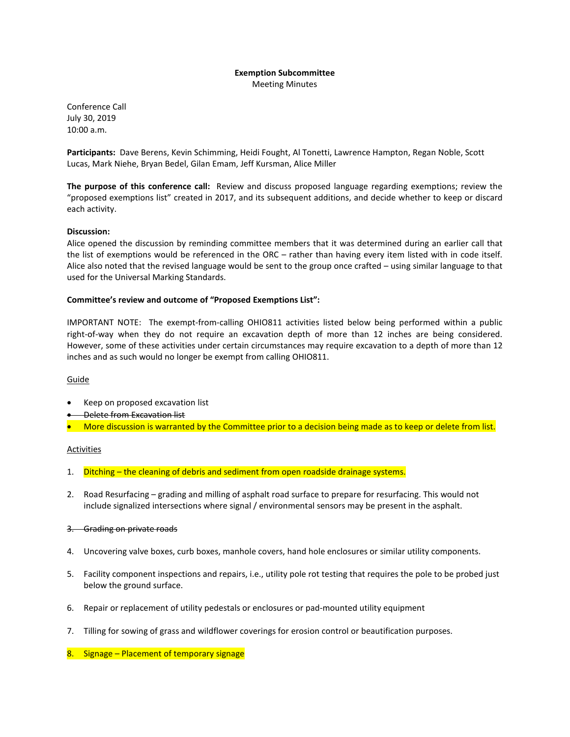**Exemption Subcommittee**
Meeting Minutes

Conference Call
July 30, 2019
10:00 a.m.

**Participants:** Dave Berens, Kevin Schimming, Heidi Fought, Al Tonetti, Lawrence Hampton, Regan Noble, Scott Lucas, Mark Niehe, Bryan Bedel, Gilan Emam, Jeff Kursman, Alice Miller

**The purpose of this conference call:** Review and discuss proposed language regarding exemptions; review the "proposed exemptions list" created in 2017, and its subsequent additions, and decide whether to keep or discard each activity.

**Discussion:**
Alice opened the discussion by reminding committee members that it was determined during an earlier call that the list of exemptions would be referenced in the ORC – rather than having every item listed with in code itself. Alice also noted that the revised language would be sent to the group once crafted – using similar language to that used for the Universal Marking Standards.

**Committee's review and outcome of "Proposed Exemptions List":**

IMPORTANT NOTE: The exempt-from-calling OHIO811 activities listed below being performed within a public right-of-way when they do not require an excavation depth of more than 12 inches are being considered. However, some of these activities under certain circumstances may require excavation to a depth of more than 12 inches and as such would no longer be exempt from calling OHIO811.

Guide

- Keep on proposed excavation list
- ~~Delete from Excavation list~~
- More discussion is warranted by the Committee prior to a decision being made as to keep or delete from list.

Activities

1. Ditching – the cleaning of debris and sediment from open roadside drainage systems.
2. Road Resurfacing – grading and milling of asphalt road surface to prepare for resurfacing. This would not include signalized intersections where signal / environmental sensors may be present in the asphalt.
3. ~~Grading on private roads~~
4. Uncovering valve boxes, curb boxes, manhole covers, hand hole enclosures or similar utility components.
5. Facility component inspections and repairs, i.e., utility pole rot testing that requires the pole to be probed just below the ground surface.
6. Repair or replacement of utility pedestals or enclosures or pad-mounted utility equipment
7. Tilling for sowing of grass and wildflower coverings for erosion control or beautification purposes.
8. Signage – Placement of temporary signage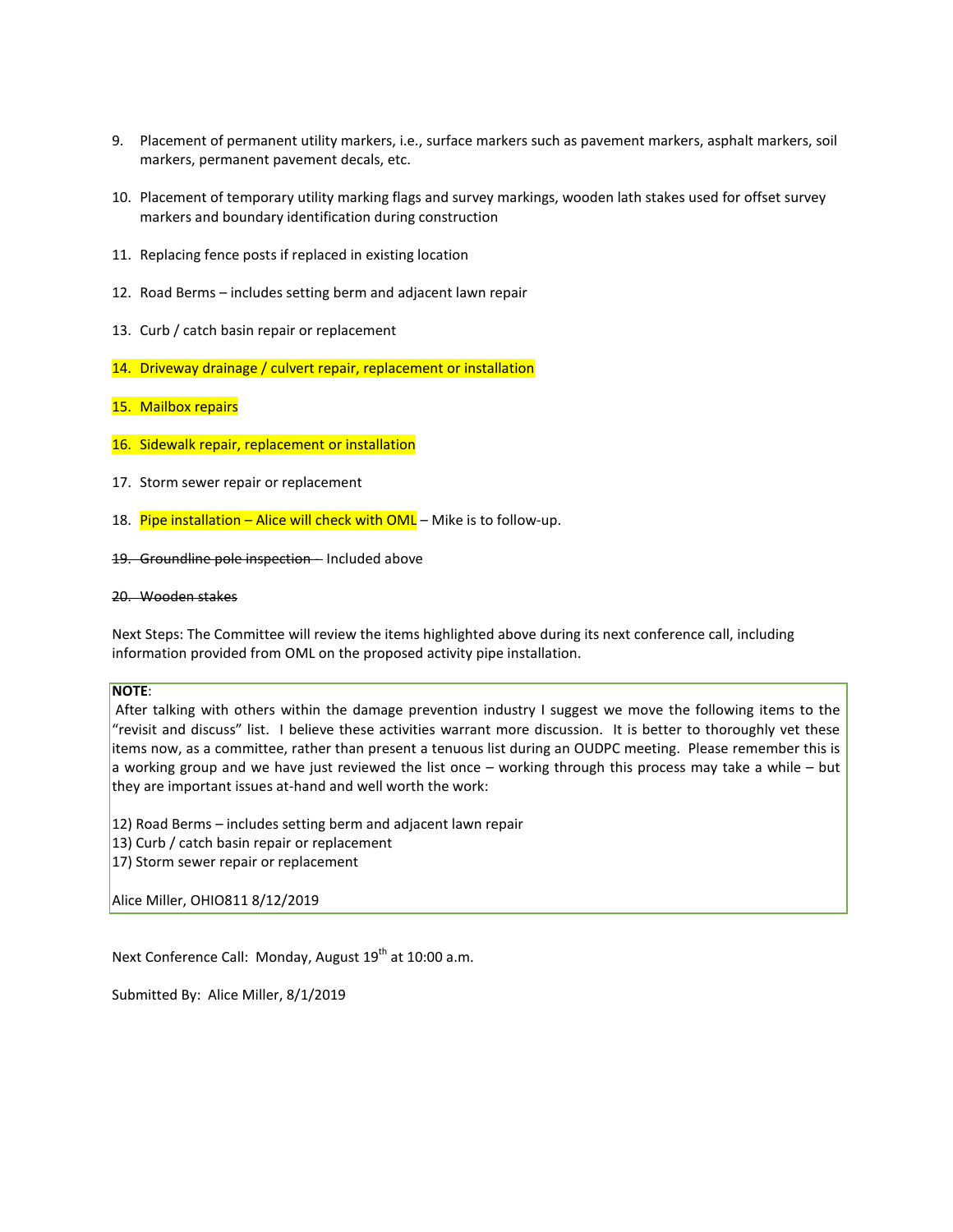9. Placement of permanent utility markers, i.e., surface markers such as pavement markers, asphalt markers, soil markers, permanent pavement decals, etc.

10. Placement of temporary utility marking flags and survey markings, wooden lath stakes used for offset survey markers and boundary identification during construction

11. Replacing fence posts if replaced in existing location

12. Road Berms – includes setting berm and adjacent lawn repair

13. Curb / catch basin repair or replacement

14. Driveway drainage / culvert repair, replacement or installation

15. Mailbox repairs

16. Sidewalk repair, replacement or installation

17. Storm sewer repair or replacement

18. Pipe installation – Alice will check with OML – Mike is to follow-up.

19. ~~Groundline pole inspection –~~ Included above

20. ~~Wooden stakes~~

Next Steps: The Committee will review the items highlighted above during its next conference call, including information provided from OML on the proposed activity pipe installation.

> **NOTE**:
> After talking with others within the damage prevention industry I suggest we move the following items to the "revisit and discuss" list. I believe these activities warrant more discussion. It is better to thoroughly vet these items now, as a committee, rather than present a tenuous list during an OUDPC meeting. Please remember this is a working group and we have just reviewed the list once – working through this process may take a while – but they are important issues at-hand and well worth the work:
>
> 12) Road Berms – includes setting berm and adjacent lawn repair
> 13) Curb / catch basin repair or replacement
> 17) Storm sewer repair or replacement
>
> Alice Miller, OHIO811 8/12/2019

Next Conference Call: Monday, August 19th at 10:00 a.m.

Submitted By: Alice Miller, 8/1/2019